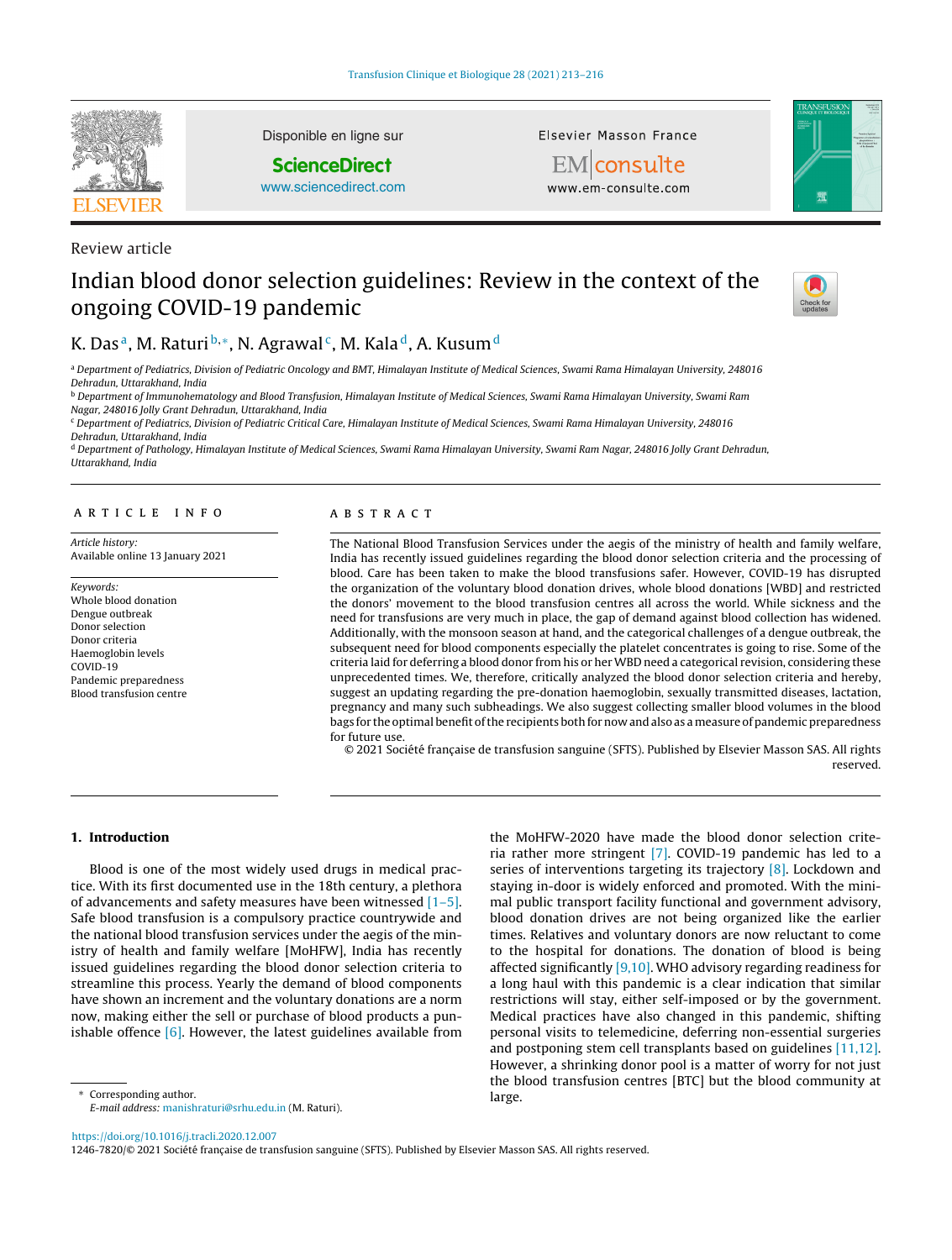Review article

# Indian blood donor selection guidelines: Review in the context of the ongoing COVID-19 pandemic

K. Das[a], M. Raturi[b,*], N. Agrawal[c], M. Kala[d], A. Kusum[d]

[a] Department of Pediatrics, Division of Pediatric Oncology and BMT, Himalayan Institute of Medical Sciences, Swami Rama Himalayan University, 248016 Dehradun, Uttarakhand, India

[b] Department of Immunohematology and Blood Transfusion, Himalayan Institute of Medical Sciences, Swami Rama Himalayan University, Swami Ram Nagar, 248016 Jolly Grant Dehradun, Uttarakhand, India

[c] Department of Pediatrics, Division of Pediatric Critical Care, Himalayan Institute of Medical Sciences, Swami Rama Himalayan University, 248016 Dehradun, Uttarakhand, India

[d] Department of Pathology, Himalayan Institute of Medical Sciences, Swami Rama Himalayan University, Swami Ram Nagar, 248016 Jolly Grant Dehradun, Uttarakhand, India

## ARTICLE INFO

*Article history:*
Available online 13 January 2021

*Keywords:*
Whole blood donation
Dengue outbreak
Donor selection
Donor criteria
Haemoglobin levels
COVID-19
Pandemic preparedness
Blood transfusion centre

## ABSTRACT

The National Blood Transfusion Services under the aegis of the ministry of health and family welfare, India has recently issued guidelines regarding the blood donor selection criteria and the processing of blood. Care has been taken to make the blood transfusions safer. However, COVID-19 has disrupted the organization of the voluntary blood donation drives, whole blood donations [WBD] and restricted the donors' movement to the blood transfusion centres all across the world. While sickness and the need for transfusions are very much in place, the gap of demand against blood collection has widened. Additionally, with the monsoon season at hand, and the categorical challenges of a dengue outbreak, the subsequent need for blood components especially the platelet concentrates is going to rise. Some of the criteria laid for deferring a blood donor from his or her WBD need a categorical revision, considering these unprecedented times. We, therefore, critically analyzed the blood donor selection criteria and hereby, suggest an updating regarding the pre-donation haemoglobin, sexually transmitted diseases, lactation, pregnancy and many such subheadings. We also suggest collecting smaller blood volumes in the blood bags for the optimal benefit of the recipients both for now and also as a measure of pandemic preparedness for future use.

© 2021 Société française de transfusion sanguine (SFTS). Published by Elsevier Masson SAS. All rights reserved.

## 1. Introduction

Blood is one of the most widely used drugs in medical practice. With its first documented use in the 18th century, a plethora of advancements and safety measures have been witnessed [1–5]. Safe blood transfusion is a compulsory practice countrywide and the national blood transfusion services under the aegis of the ministry of health and family welfare [MoHFW], India has recently issued guidelines regarding the blood donor selection criteria to streamline this process. Yearly the demand of blood components have shown an increment and the voluntary donations are a norm now, making either the sell or purchase of blood products a punishable offence [6]. However, the latest guidelines available from the MoHFW-2020 have made the blood donor selection criteria rather more stringent [7]. COVID-19 pandemic has led to a series of interventions targeting its trajectory [8]. Lockdown and staying in-door is widely enforced and promoted. With the minimal public transport facility functional and government advisory, blood donation drives are not being organized like the earlier times. Relatives and voluntary donors are now reluctant to come to the hospital for donations. The donation of blood is being affected significantly [9,10]. WHO advisory regarding readiness for a long haul with this pandemic is a clear indication that similar restrictions will stay, either self-imposed or by the government. Medical practices have also changed in this pandemic, shifting personal visits to telemedicine, deferring non-essential surgeries and postponing stem cell transplants based on guidelines [11,12]. However, a shrinking donor pool is a matter of worry for not just the blood transfusion centres [BTC] but the blood community at large.

\* Corresponding author.
*E-mail address:* manishraturi@srhu.edu.in (M. Raturi).

https://doi.org/10.1016/j.tracli.2020.12.007
1246-7820/© 2021 Société française de transfusion sanguine (SFTS). Published by Elsevier Masson SAS. All rights reserved.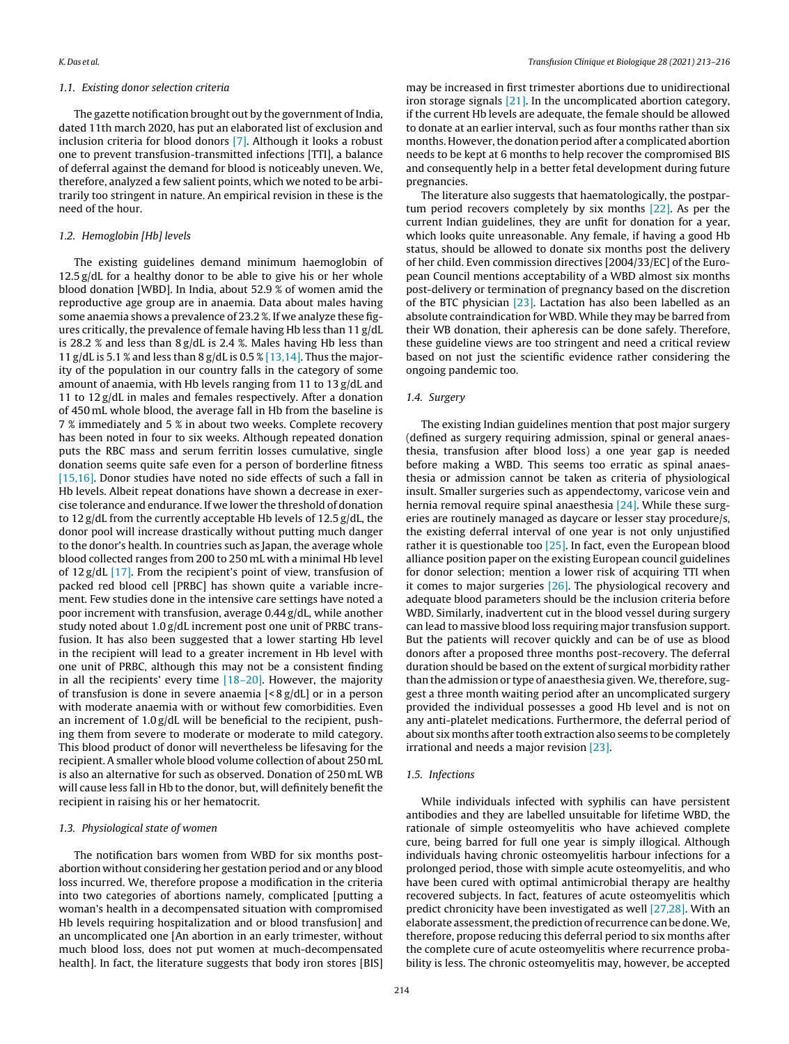### 1.1. Existing donor selection criteria

The gazette notification brought out by the government of India, dated 11th march 2020, has put an elaborated list of exclusion and inclusion criteria for blood donors [7]. Although it looks a robust one to prevent transfusion-transmitted infections [TTI], a balance of deferral against the demand for blood is noticeably uneven. We, therefore, analyzed a few salient points, which we noted to be arbitrarily too stringent in nature. An empirical revision in these is the need of the hour.

### 1.2. Hemoglobin [Hb] levels

The existing guidelines demand minimum haemoglobin of 12.5 g/dL for a healthy donor to be able to give his or her whole blood donation [WBD]. In India, about 52.9 % of women amid the reproductive age group are in anaemia. Data about males having some anaemia shows a prevalence of 23.2 %. If we analyze these figures critically, the prevalence of female having Hb less than 11 g/dL is 28.2 % and less than 8 g/dL is 2.4 %. Males having Hb less than 11 g/dL is 5.1 % and less than 8 g/dL is 0.5 % [13,14]. Thus the majority of the population in our country falls in the category of some amount of anaemia, with Hb levels ranging from 11 to 13 g/dL and 11 to 12 g/dL in males and females respectively. After a donation of 450 mL whole blood, the average fall in Hb from the baseline is 7 % immediately and 5 % in about two weeks. Complete recovery has been noted in four to six weeks. Although repeated donation puts the RBC mass and serum ferritin losses cumulative, single donation seems quite safe even for a person of borderline fitness [15,16]. Donor studies have noted no side effects of such a fall in Hb levels. Albeit repeat donations have shown a decrease in exercise tolerance and endurance. If we lower the threshold of donation to 12 g/dL from the currently acceptable Hb levels of 12.5 g/dL, the donor pool will increase drastically without putting much danger to the donor's health. In countries such as Japan, the average whole blood collected ranges from 200 to 250 mL with a minimal Hb level of 12 g/dL [17]. From the recipient's point of view, transfusion of packed red blood cell [PRBC] has shown quite a variable increment. Few studies done in the intensive care settings have noted a poor increment with transfusion, average 0.44 g/dL, while another study noted about 1.0 g/dL increment post one unit of PRBC transfusion. It has also been suggested that a lower starting Hb level in the recipient will lead to a greater increment in Hb level with one unit of PRBC, although this may not be a consistent finding in all the recipients' every time [18–20]. However, the majority of transfusion is done in severe anaemia [< 8 g/dL] or in a person with moderate anaemia with or without few comorbidities. Even an increment of 1.0 g/dL will be beneficial to the recipient, pushing them from severe to moderate or moderate to mild category. This blood product of donor will nevertheless be lifesaving for the recipient. A smaller whole blood volume collection of about 250 mL is also an alternative for such as observed. Donation of 250 mL WB will cause less fall in Hb to the donor, but, will definitely benefit the recipient in raising his or her hematocrit.

### 1.3. Physiological state of women

The notification bars women from WBD for six months post-abortion without considering her gestation period and or any blood loss incurred. We, therefore propose a modification in the criteria into two categories of abortions namely, complicated [putting a woman's health in a decompensated situation with compromised Hb levels requiring hospitalization and or blood transfusion] and an uncomplicated one [An abortion in an early trimester, without much blood loss, does not put women at much-decompensated health]. In fact, the literature suggests that body iron stores [BIS] may be increased in first trimester abortions due to unidirectional iron storage signals [21]. In the uncomplicated abortion category, if the current Hb levels are adequate, the female should be allowed to donate at an earlier interval, such as four months rather than six months. However, the donation period after a complicated abortion needs to be kept at 6 months to help recover the compromised BIS and consequently help in a better fetal development during future pregnancies.

The literature also suggests that haematologically, the postpartum period recovers completely by six months [22]. As per the current Indian guidelines, they are unfit for donation for a year, which looks quite unreasonable. Any female, if having a good Hb status, should be allowed to donate six months post the delivery of her child. Even commission directives [2004/33/EC] of the European Council mentions acceptability of a WBD almost six months post-delivery or termination of pregnancy based on the discretion of the BTC physician [23]. Lactation has also been labelled as an absolute contraindication for WBD. While they may be barred from their WB donation, their apheresis can be done safely. Therefore, these guideline views are too stringent and need a critical review based on not just the scientific evidence rather considering the ongoing pandemic too.

### 1.4. Surgery

The existing Indian guidelines mention that post major surgery (defined as surgery requiring admission, spinal or general anaesthesia, transfusion after blood loss) a one year gap is needed before making a WBD. This seems too erratic as spinal anaesthesia or admission cannot be taken as criteria of physiological insult. Smaller surgeries such as appendectomy, varicose vein and hernia removal require spinal anaesthesia [24]. While these surgeries are routinely managed as daycare or lesser stay procedure/s, the existing deferral interval of one year is not only unjustified rather it is questionable too [25]. In fact, even the European blood alliance position paper on the existing European council guidelines for donor selection; mention a lower risk of acquiring TTI when it comes to major surgeries [26]. The physiological recovery and adequate blood parameters should be the inclusion criteria before WBD. Similarly, inadvertent cut in the blood vessel during surgery can lead to massive blood loss requiring major transfusion support. But the patients will recover quickly and can be of use as blood donors after a proposed three months post-recovery. The deferral duration should be based on the extent of surgical morbidity rather than the admission or type of anaesthesia given. We, therefore, suggest a three month waiting period after an uncomplicated surgery provided the individual possesses a good Hb level and is not on any anti-platelet medications. Furthermore, the deferral period of about six months after tooth extraction also seems to be completely irrational and needs a major revision [23].

### 1.5. Infections

While individuals infected with syphilis can have persistent antibodies and they are labelled unsuitable for lifetime WBD, the rationale of simple osteomyelitis who have achieved complete cure, being barred for full one year is simply illogical. Although individuals having chronic osteomyelitis harbour infections for a prolonged period, those with simple acute osteomyelitis, and who have been cured with optimal antimicrobial therapy are healthy recovered subjects. In fact, features of acute osteomyelitis which predict chronicity have been investigated as well [27,28]. With an elaborate assessment, the prediction of recurrence can be done. We, therefore, propose reducing this deferral period to six months after the complete cure of acute osteomyelitis where recurrence probability is less. The chronic osteomyelitis may, however, be accepted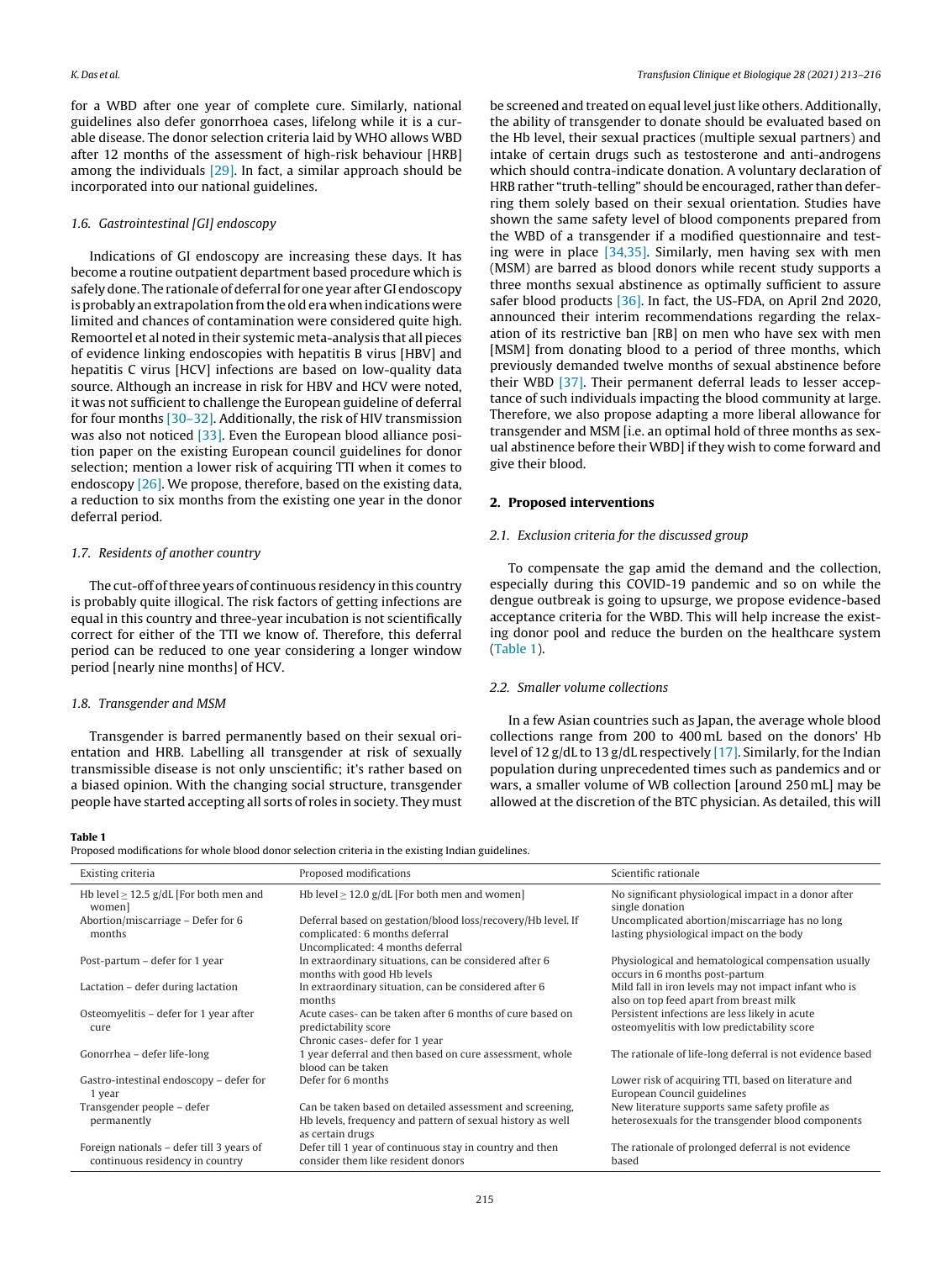for a WBD after one year of complete cure. Similarly, national guidelines also defer gonorrhoea cases, lifelong while it is a curable disease. The donor selection criteria laid by WHO allows WBD after 12 months of the assessment of high-risk behaviour [HRB] among the individuals [29]. In fact, a similar approach should be incorporated into our national guidelines.

### 1.6. Gastrointestinal [GI] endoscopy

Indications of GI endoscopy are increasing these days. It has become a routine outpatient department based procedure which is safely done. The rationale of deferral for one year after GI endoscopy is probably an extrapolation from the old era when indications were limited and chances of contamination were considered quite high. Remoortel et al noted in their systemic meta-analysis that all pieces of evidence linking endoscopies with hepatitis B virus [HBV] and hepatitis C virus [HCV] infections are based on low-quality data source. Although an increase in risk for HBV and HCV were noted, it was not sufficient to challenge the European guideline of deferral for four months [30–32]. Additionally, the risk of HIV transmission was also not noticed [33]. Even the European blood alliance position paper on the existing European council guidelines for donor selection; mention a lower risk of acquiring TTI when it comes to endoscopy [26]. We propose, therefore, based on the existing data, a reduction to six months from the existing one year in the donor deferral period.

### 1.7. Residents of another country

The cut-off of three years of continuous residency in this country is probably quite illogical. The risk factors of getting infections are equal in this country and three-year incubation is not scientifically correct for either of the TTI we know of. Therefore, this deferral period can be reduced to one year considering a longer window period [nearly nine months] of HCV.

### 1.8. Transgender and MSM

Transgender is barred permanently based on their sexual orientation and HRB. Labelling all transgender at risk of sexually transmissible disease is not only unscientific; it's rather based on a biased opinion. With the changing social structure, transgender people have started accepting all sorts of roles in society. They must be screened and treated on equal level just like others. Additionally, the ability of transgender to donate should be evaluated based on the Hb level, their sexual practices (multiple sexual partners) and intake of certain drugs such as testosterone and anti-androgens which should contra-indicate donation. A voluntary declaration of HRB rather "truth-telling" should be encouraged, rather than deferring them solely based on their sexual orientation. Studies have shown the same safety level of blood components prepared from the WBD of a transgender if a modified questionnaire and testing were in place [34,35]. Similarly, men having sex with men (MSM) are barred as blood donors while recent study supports a three months sexual abstinence as optimally sufficient to assure safer blood products [36]. In fact, the US-FDA, on April 2nd 2020, announced their interim recommendations regarding the relaxation of its restrictive ban [RB] on men who have sex with men [MSM] from donating blood to a period of three months, which previously demanded twelve months of sexual abstinence before their WBD [37]. Their permanent deferral leads to lesser acceptance of such individuals impacting the blood community at large. Therefore, we also propose adapting a more liberal allowance for transgender and MSM [i.e. an optimal hold of three months as sexual abstinence before their WBD] if they wish to come forward and give their blood.

## 2. Proposed interventions

### 2.1. Exclusion criteria for the discussed group

To compensate the gap amid the demand and the collection, especially during this COVID-19 pandemic and so on while the dengue outbreak is going to upsurge, we propose evidence-based acceptance criteria for the WBD. This will help increase the existing donor pool and reduce the burden on the healthcare system (Table 1).

### 2.2. Smaller volume collections

In a few Asian countries such as Japan, the average whole blood collections range from 200 to 400 mL based on the donors' Hb level of 12 g/dL to 13 g/dL respectively [17]. Similarly, for the Indian population during unprecedented times such as pandemics and or wars, a smaller volume of WB collection [around 250 mL] may be allowed at the discretion of the BTC physician. As detailed, this will

**Table 1**
Proposed modifications for whole blood donor selection criteria in the existing Indian guidelines.

| Existing criteria | Proposed modifications | Scientific rationale |
|---|---|---|
| Hb level ≥ 12.5 g/dL [For both men and women] | Hb level ≥ 12.0 g/dL [For both men and women] | No significant physiological impact in a donor after single donation |
| Abortion/miscarriage – Defer for 6 months | Deferral based on gestation/blood loss/recovery/Hb level. If complicated: 6 months deferral<br>Uncomplicated: 4 months deferral | Uncomplicated abortion/miscarriage has no long lasting physiological impact on the body |
| Post-partum – defer for 1 year | In extraordinary situations, can be considered after 6 months with good Hb levels | Physiological and hematological compensation usually occurs in 6 months post-partum |
| Lactation – defer during lactation | In extraordinary situation, can be considered after 6 months | Mild fall in iron levels may not impact infant who is also on top feed apart from breast milk |
| Osteomyelitis – defer for 1 year after cure | Acute cases- can be taken after 6 months of cure based on predictability score<br>Chronic cases- defer for 1 year | Persistent infections are less likely in acute osteomyelitis with low predictability score |
| Gonorrhea – defer life-long | 1 year deferral and then based on cure assessment, whole blood can be taken | The rationale of life-long deferral is not evidence based |
| Gastro-intestinal endoscopy – defer for 1 year | Defer for 6 months | Lower risk of acquiring TTI, based on literature and European Council guidelines |
| Transgender people – defer permanently | Can be taken based on detailed assessment and screening, Hb levels, frequency and pattern of sexual history as well as certain drugs | New literature supports same safety profile as heterosexuals for the transgender blood components |
| Foreign nationals – defer till 3 years of continuous residency in country | Defer till 1 year of continuous stay in country and then consider them like resident donors | The rationale of prolonged deferral is not evidence based |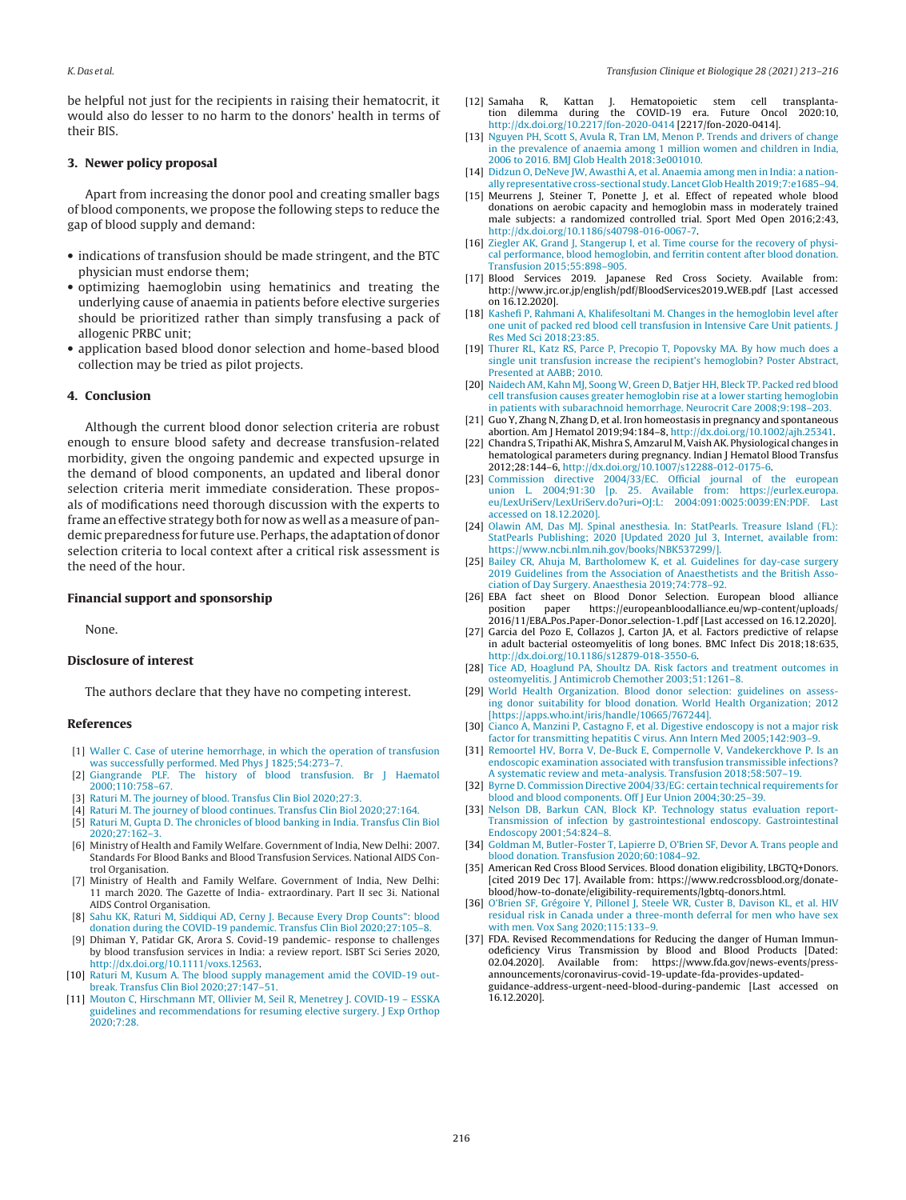be helpful not just for the recipients in raising their hematocrit, it would also do lesser to no harm to the donors' health in terms of their BIS.

## 3. Newer policy proposal

Apart from increasing the donor pool and creating smaller bags of blood components, we propose the following steps to reduce the gap of blood supply and demand:

- indications of transfusion should be made stringent, and the BTC physician must endorse them;
- optimizing haemoglobin using hematinics and treating the underlying cause of anaemia in patients before elective surgeries should be prioritized rather than simply transfusing a pack of allogenic PRBC unit;
- application based blood donor selection and home-based blood collection may be tried as pilot projects.

## 4. Conclusion

Although the current blood donor selection criteria are robust enough to ensure blood safety and decrease transfusion-related morbidity, given the ongoing pandemic and expected upsurge in the demand of blood components, an updated and liberal donor selection criteria merit immediate consideration. These proposals of modifications need thorough discussion with the experts to frame an effective strategy both for now as well as a measure of pandemic preparedness for future use. Perhaps, the adaptation of donor selection criteria to local context after a critical risk assessment is the need of the hour.

### Financial support and sponsorship

None.

### Disclosure of interest

The authors declare that they have no competing interest.

### References

[1] Waller C. Case of uterine hemorrhage, in which the operation of transfusion was successfully performed. Med Phys J 1825;54:273–7.
[2] Giangrande PLF. The history of blood transfusion. Br J Haematol 2000;110:758–67.
[3] Raturi M. The journey of blood. Transfus Clin Biol 2020;27:3.
[4] Raturi M. The journey of blood continues. Transfus Clin Biol 2020;27:164.
[5] Raturi M, Gupta D. The chronicles of blood banking in India. Transfus Clin Biol 2020;27:162–3.
[6] Ministry of Health and Family Welfare. Government of India, New Delhi: 2007. Standards For Blood Banks and Blood Transfusion Services. National AIDS Control Organisation.
[7] Ministry of Health and Family Welfare. Government of India, New Delhi: 11 march 2020. The Gazette of India- extraordinary. Part II sec 3i. National AIDS Control Organisation.
[8] Sahu KK, Raturi M, Siddiqui AD, Cerny J. Because Every Drop Counts": blood donation during the COVID-19 pandemic. Transfus Clin Biol 2020;27:105–8.
[9] Dhiman Y, Patidar GK, Arora S. Covid-19 pandemic- response to challenges by blood transfusion services in India: a review report. ISBT Sci Series 2020, http://dx.doi.org/10.1111/voxs.12563.
[10] Raturi M, Kusum A. The blood supply management amid the COVID-19 outbreak. Transfus Clin Biol 2020;27:147–51.
[11] Mouton C, Hirschmann MT, Ollivier M, Seil R, Menetrey J. COVID-19 – ESSKA guidelines and recommendations for resuming elective surgery. J Exp Orthop 2020;7:28.
[12] Samaha R, Kattan J. Hematopoietic stem cell transplantation dilemma during the COVID-19 era. Future Oncol 2020:10, http://dx.doi.org/10.2217/fon-2020-0414 [2217/fon-2020-0414].
[13] Nguyen PH, Scott S, Avula R, Tran LM, Menon P. Trends and drivers of change in the prevalence of anaemia among 1 million women and children in India, 2006 to 2016. BMJ Glob Health 2018:3e001010.
[14] Didzun O, DeNeve JW, Awasthi A, et al. Anaemia among men in India: a nationally representative cross-sectional study. Lancet Glob Health 2019;7:e1685–94.
[15] Meurrens J, Steiner T, Ponette J, et al. Effect of repeated whole blood donations on aerobic capacity and hemoglobin mass in moderately trained male subjects: a randomized controlled trial. Sport Med Open 2016;2:43, http://dx.doi.org/10.1186/s40798-016-0067-7.
[16] Ziegler AK, Grand J, Stangerup I, et al. Time course for the recovery of physical performance, blood hemoglobin, and ferritin content after blood donation. Transfusion 2015;55:898–905.
[17] Blood Services 2019. Japanese Red Cross Society. Available from: http://www.jrc.or.jp/english/pdf/BloodServices2019_WEB.pdf [Last accessed on 16.12.2020].
[18] Kashefi P, Rahmani A, Khalifesoltani M. Changes in the hemoglobin level after one unit of packed red blood cell transfusion in Intensive Care Unit patients. J Res Med Sci 2018;23:85.
[19] Thurer RL, Katz RS, Parce P, Precopio T, Popovsky MA. By how much does a single unit transfusion increase the recipient's hemoglobin? Poster Abstract, Presented at AABB; 2010.
[20] Naidech AM, Kahn MJ, Soong W, Green D, Batjer HH, Bleck TP. Packed red blood cell transfusion causes greater hemoglobin rise at a lower starting hemoglobin in patients with subarachnoid hemorrhage. Neurocrit Care 2008;9:198–203.
[21] Guo Y, Zhang N, Zhang D, et al. Iron homeostasis in pregnancy and spontaneous abortion. Am J Hematol 2019;94:184–8, http://dx.doi.org/10.1002/ajh.25341.
[22] Chandra S, Tripathi AK, Mishra S, Amzarul M, Vaish AK. Physiological changes in hematological parameters during pregnancy. Indian J Hematol Blood Transfus 2012;28:144–6, http://dx.doi.org/10.1007/s12288-012-0175-6.
[23] Commission directive 2004/33/EC. Official journal of the european union L. 2004;91:30 [p. 25. Available from: https://eurlex.europa.eu/LexUriServ/LexUriServ.do?uri=OJ:L: 2004:091:0025:0039:EN:PDF. Last accessed on 18.12.2020].
[24] Olawin AM, Das MJ. Spinal anesthesia. In: StatPearls. Treasure Island (FL): StatPearls Publishing; 2020 [Updated 2020 Jul 3, Internet, available from: https://www.ncbi.nlm.nih.gov/books/NBK537299/].
[25] Bailey CR, Ahuja M, Bartholomew K, et al. Guidelines for day-case surgery 2019 Guidelines from the Association of Anaesthetists and the British Association of Day Surgery. Anaesthesia 2019;74:778–92.
[26] EBA fact sheet on Blood Donor Selection. European blood alliance position paper https://europeanbloodalliance.eu/wp-content/uploads/2016/11/EBA_Pos_Paper-Donor_selection-1.pdf [Last accessed on 16.12.2020].
[27] Garcia del Pozo E, Collazos J, Carton JA, et al. Factors predictive of relapse in adult bacterial osteomyelitis of long bones. BMC Infect Dis 2018;18:635, http://dx.doi.org/10.1186/s12879-018-3550-6.
[28] Tice AD, Hoaglund PA, Shoultz DA. Risk factors and treatment outcomes in osteomyelitis. J Antimicrob Chemother 2003;51:1261–8.
[29] World Health Organization. Blood donor selection: guidelines on assessing donor suitability for blood donation. World Health Organization; 2012 [https://apps.who.int/iris/handle/10665/767244].
[30] Cianco A, Manzini P, Castagno F, et al. Digestive endoscopy is not a major risk factor for transmitting hepatitis C virus. Ann Intern Med 2005;142:903–9.
[31] Remoortel HV, Borra V, De-Buck E, Compernolle V, Vandekerckhove P. Is an endoscopic examination associated with transfusion transmissible infections? A systematic review and meta-analysis. Transfusion 2018;58:507–19.
[32] Byrne D. Commission Directive 2004/33/EG: certain technical requirements for blood and blood components. Off J Eur Union 2004;30:25–39.
[33] Nelson DB, Barkun CAN, Block KP. Technology status evaluation report-Transmission of infection by gastrointestinal endoscopy. Gastrointestinal Endoscopy 2001;54:824–8.
[34] Goldman M, Butler-Foster T, Lapierre D, O'Brien SF, Devor A. Trans people and blood donation. Transfusion 2020;60:1084–92.
[35] American Red Cross Blood Services. Blood donation eligibility, LBGTQ+Donors. [cited 2019 Dec 17]. Available from: https://www.redcrossblood.org/donate-blood/how-to-donate/eligibility-requirements/lgbtq-donors.html.
[36] O'Brien SF, Grégoire Y, Pillonel J, Steele WR, Custer B, Davison KL, et al. HIV residual risk in Canada under a three-month deferral for men who have sex with men. Vox Sang 2020;115:133–9.
[37] FDA. Revised Recommendations for Reducing the danger of Human Immunodeficiency Virus Transmission by Blood and Blood Products [Dated: 02.04.2020]. Available from: https://www.fda.gov/news-events/press-announcements/coronavirus-covid-19-update-fda-provides-updated-guidance-address-urgent-need-blood-during-pandemic [Last accessed on 16.12.2020].